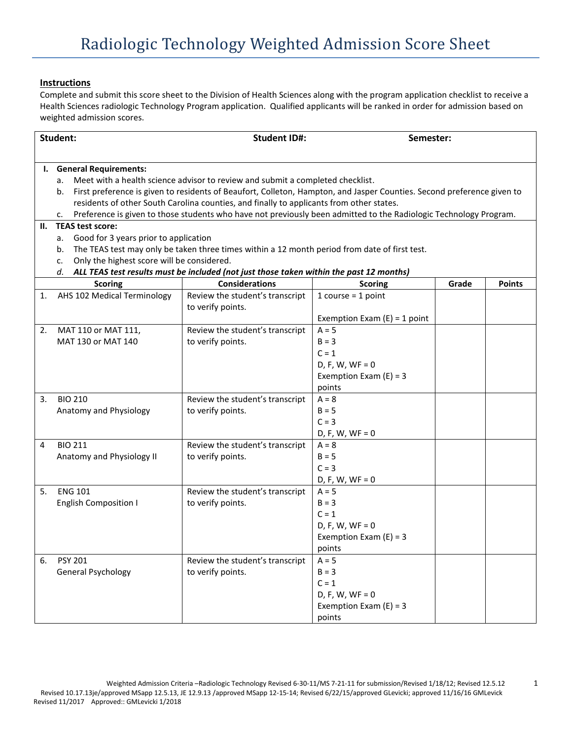# Radiologic Technology Weighted Admission Score Sheet

**Instructions**

Complete and submit this score sheet to the Division of Health Sciences along with the program application checklist to receive a Health Sciences radiologic Technology Program application. Qualified applicants will be ranked in order for admission based on weighted admission scores.

**Student:** **Student ID#:** **Semester:**

**I. General Requirements:**

a. Meet with a health science advisor to review and submit a completed checklist.
b. First preference is given to residents of Beaufort, Colleton, Hampton, and Jasper Counties. Second preference given to residents of other South Carolina counties, and finally to applicants from other states.
c. Preference is given to those students who have not previously been admitted to the Radiologic Technology Program.

**II. TEAS test score:**

a. Good for 3 years prior to application
b. The TEAS test may only be taken three times within a 12 month period from date of first test.
c. Only the highest score will be considered.
d. ***ALL TEAS test results must be included (not just those taken within the past 12 months)***

| Scoring | Considerations | Scoring | Grade | Points |
|---|---|---|---|---|
| 1. AHS 102 Medical Terminology | Review the student's transcript to verify points. | 1 course = 1 point<br><br>Exemption Exam (E) = 1 point | | |
| 2. MAT 110 or MAT 111, MAT 130 or MAT 140 | Review the student's transcript to verify points. | A = 5<br>B = 3<br>C = 1<br>D, F, W, WF = 0<br>Exemption Exam (E) = 3 points | | |
| 3. BIO 210 Anatomy and Physiology | Review the student's transcript to verify points. | A = 8<br>B = 5<br>C = 3<br>D, F, W, WF = 0 | | |
| 4 BIO 211 Anatomy and Physiology II | Review the student's transcript to verify points. | A = 8<br>B = 5<br>C = 3<br>D, F, W, WF = 0 | | |
| 5. ENG 101 English Composition I | Review the student's transcript to verify points. | A = 5<br>B = 3<br>C = 1<br>D, F, W, WF = 0<br>Exemption Exam (E) = 3 points | | |
| 6. PSY 201 General Psychology | Review the student's transcript to verify points. | A = 5<br>B = 3<br>C = 1<br>D, F, W, WF = 0<br>Exemption Exam (E) = 3 points | | |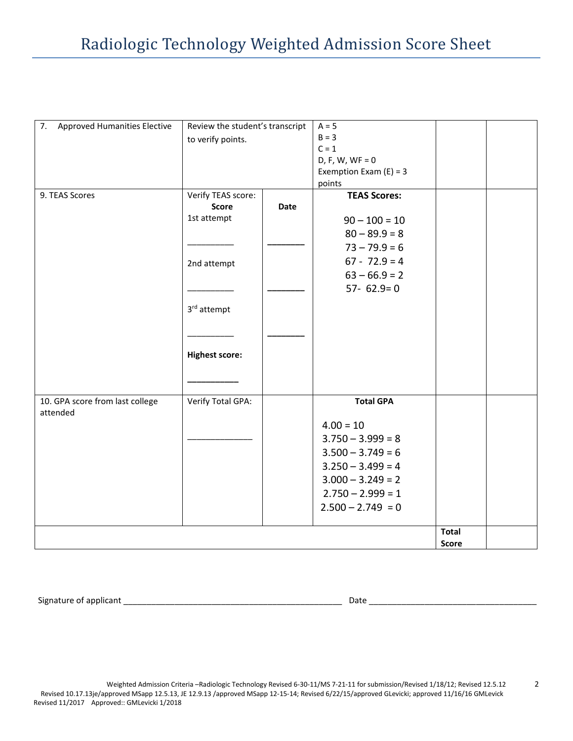# Radiologic Technology Weighted Admission Score Sheet

| | | | | | |
|---|---|---|---|---|---|
| 7. Approved Humanities Elective | Review the student's transcript to verify points. | | A = 5<br>B = 3<br>C = 1<br>D, F, W, WF = 0<br>Exemption Exam (E) = 3 points | | |
| 9. TEAS Scores | Verify TEAS score:<br>**Score**<br>1st attempt<br>__________<br>2nd attempt<br>__________<br>3rd attempt<br>__________<br>**Highest score:**<br>__________ | **Date**<br>________<br>________<br>________ | **TEAS Scores:**<br>90 – 100 = 10<br>80 – 89.9 = 8<br>73 – 79.9 = 6<br>67 - 72.9 = 4<br>63 – 66.9 = 2<br>57- 62.9= 0 | | |
| 10. GPA score from last college attended | Verify Total GPA:<br>_____________ | | **Total GPA**<br>4.00 = 10<br>3.750 – 3.999 = 8<br>3.500 – 3.749 = 6<br>3.250 – 3.499 = 4<br>3.000 – 3.249 = 2<br>2.750 – 2.999 = 1<br>2.500 – 2.749 = 0 | | |
| | | | | **Total Score** | |

Signature of applicant _______________________________________________ Date ____________________________________

Weighted Admission Criteria –Radiologic Technology Revised 6-30-11/MS 7-21-11 for submission/Revised 1/18/12; Revised 12.5.12 Revised 10.17.13je/approved MSapp 12.5.13, JE 12.9.13 /approved MSapp 12-15-14; Revised 6/22/15/approved GLevicki; approved 11/16/16 GMLevick Revised 11/2017 Approved:: GMLevicki 1/2018